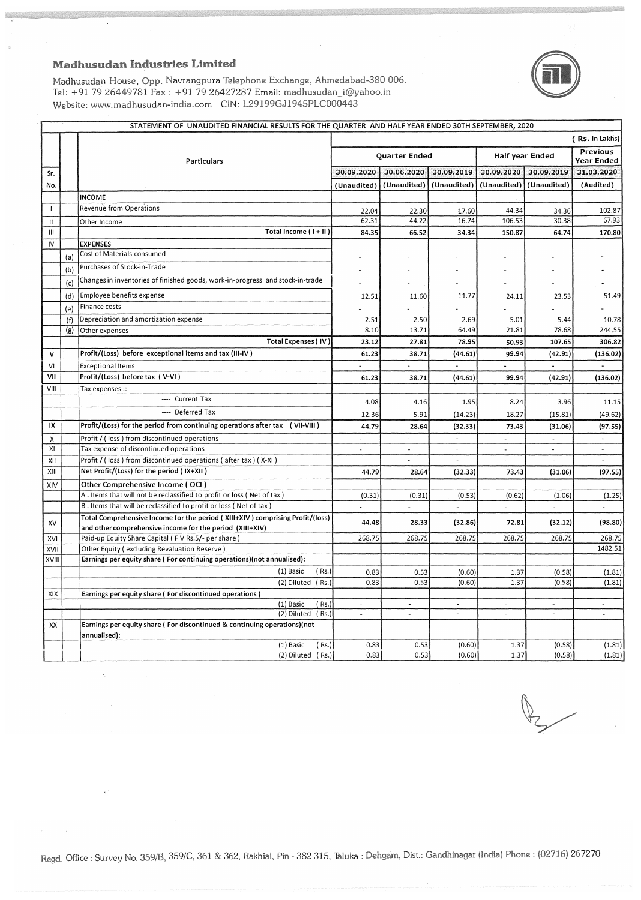# Madhusudan Industries Limited

Madhusudan House, Opp. Navrangpura Telephone Exchange, Ahmedabad-380 006.
Tel: +91 79 26449781 Fax : +91 79 26427287 Email: madhusudan_i@yahoo.in
Website: www.madhusudan-india.com CIN: L29199GJ1945PLC000443

## STATEMENT OF UNAUDITED FINANCIAL RESULTS FOR THE QUARTER AND HALF YEAR ENDED 30TH SEPTEMBER, 2020

( Rs. In Lakhs)

| Sr. No. | | Particulars | Quarter Ended | | | Half year Ended | | Previous Year Ended |
|---|---|---|---|---|---|---|---|---|
| | | | 30.09.2020 | 30.06.2020 | 30.09.2019 | 30.09.2020 | 30.09.2019 | 31.03.2020 |
| | | | (Unaudited) | (Unaudited) | (Unaudited) | (Unaudited) | (Unaudited) | (Audited) |
| | | **INCOME** | | | | | | |
| I | | Revenue from Operations | 22.04 | 22.30 | 17.60 | 44.34 | 34.36 | 102.87 |
| II | | Other Income | 62.31 | 44.22 | 16.74 | 106.53 | 30.38 | 67.93 |
| III | | **Total Income ( I + II )** | **84.35** | **66.52** | **34.34** | **150.87** | **64.74** | **170.80** |
| IV | | **EXPENSES** | | | | | | |
| | (a) | Cost of Materials consumed | - | - | - | - | - | - |
| | (b) | Purchases of Stock-in-Trade | - | - | - | - | - | - |
| | (c) | Changes in inventories of finished goods, work-in-progress and stock-in-trade | - | - | - | - | - | - |
| | (d) | Employee benefits expense | 12.51 | 11.60 | 11.77 | 24.11 | 23.53 | 51.49 |
| | (e) | Finance costs | - | - | - | - | - | - |
| | (f) | Depreciation and amortization expense | 2.51 | 2.50 | 2.69 | 5.01 | 5.44 | 10.78 |
| | (g) | Other expenses | 8.10 | 13.71 | 64.49 | 21.81 | 78.68 | 244.55 |
| | | **Total Expenses ( IV )** | **23.12** | **27.81** | **78.95** | **50.93** | **107.65** | **306.82** |
| V | | **Profit/(Loss) before exceptional items and tax (III-IV )** | **61.23** | **38.71** | **(44.61)** | **99.94** | **(42.91)** | **(136.02)** |
| VI | | Exceptional Items | - | - | - | - | - | - |
| VII | | **Profit/(Loss) before tax ( V-VI )** | **61.23** | **38.71** | **(44.61)** | **99.94** | **(42.91)** | **(136.02)** |
| VIII | | Tax expenses :: | | | | | | |
| | | ---- Current Tax | 4.08 | 4.16 | 1.95 | 8.24 | 3.96 | 11.15 |
| | | ---- Deferred Tax | 12.36 | 5.91 | (14.23) | 18.27 | (15.81) | (49.62) |
| IX | | **Profit/(Loss) for the period from continuing operations after tax ( VII-VIII )** | **44.79** | **28.64** | **(32.33)** | **73.43** | **(31.06)** | **(97.55)** |
| X | | Profit / ( loss ) from discontinued operations | - | - | - | - | - | - |
| XI | | Tax expense of discontinued operations | - | - | - | - | - | - |
| XII | | Profit / ( loss ) from discontinued operations ( after tax ) ( X-XI ) | - | - | - | - | - | - |
| XIII | | **Net Profit/(Loss) for the period ( IX+XII )** | **44.79** | **28.64** | **(32.33)** | **73.43** | **(31.06)** | **(97.55)** |
| XIV | | **Other Comprehensive Income ( OCI )** | | | | | | |
| | | A . Items that will not be reclassified to profit or loss ( Net of tax ) | (0.31) | (0.31) | (0.53) | (0.62) | (1.06) | (1.25) |
| | | B . Items that will be reclassified to profit or loss ( Net of tax ) | - | - | - | - | - | - |
| XV | | **Total Comprehensive Income for the period ( XIII+XIV ) comprising Profit/(loss) and other comprehensive income for the period (XIII+XIV)** | **44.48** | **28.33** | **(32.86)** | **72.81** | **(32.12)** | **(98.80)** |
| XVI | | Paid-up Equity Share Capital ( F V Rs.5/- per share ) | 268.75 | 268.75 | 268.75 | 268.75 | 268.75 | 268.75 |
| XVII | | Other Equity ( excluding Revaluation Reserve ) | | | | | | 1482.51 |
| XVIII | | **Earnings per equity share ( For continuing operations)(not annualised):** | | | | | | |
| | | (1) Basic ( Rs.) | 0.83 | 0.53 | (0.60) | 1.37 | (0.58) | (1.81) |
| | | (2) Diluted ( Rs.) | 0.83 | 0.53 | (0.60) | 1.37 | (0.58) | (1.81) |
| XIX | | **Earnings per equity share ( For discontinued operations )** | | | | | | |
| | | (1) Basic ( Rs.) | - | - | - | - | - | - |
| | | (2) Diluted ( Rs.) | - | - | - | - | - | - |
| XX | | **Earnings per equity share ( For discontinued & continuing operations)(not annualised):** | | | | | | |
| | | (1) Basic ( Rs.) | 0.83 | 0.53 | (0.60) | 1.37 | (0.58) | (1.81) |
| | | (2) Diluted ( Rs.) | 0.83 | 0.53 | (0.60) | 1.37 | (0.58) | (1.81) |

Regd. Office : Survey No. 359/B, 359/C, 361 & 362, Rakhial, Pin - 382 315, Taluka : Dehgam, Dist.: Gandhinagar (India) Phone : (02716) 267270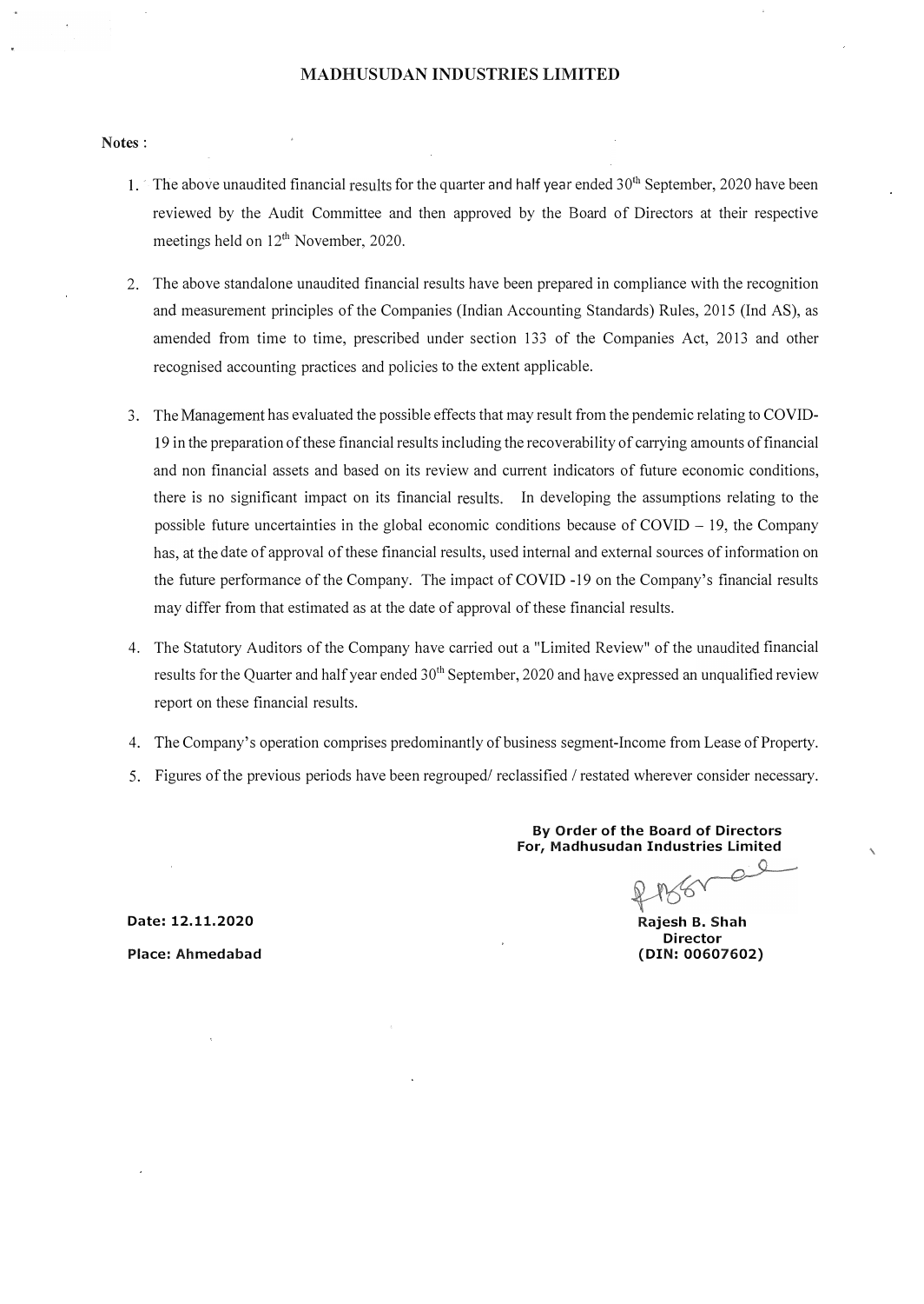## MADHUSUDAN INDUSTRIES LIMITED

**Notes :**

1. The above unaudited financial results for the quarter and half year ended 30th September, 2020 have been reviewed by the Audit Committee and then approved by the Board of Directors at their respective meetings held on 12th November, 2020.

2. The above standalone unaudited financial results have been prepared in compliance with the recognition and measurement principles of the Companies (Indian Accounting Standards) Rules, 2015 (Ind AS), as amended from time to time, prescribed under section 133 of the Companies Act, 2013 and other recognised accounting practices and policies to the extent applicable.

3. The Management has evaluated the possible effects that may result from the pandemic relating to COVID-19 in the preparation of these financial results including the recoverability of carrying amounts of financial and non financial assets and based on its review and current indicators of future economic conditions, there is no significant impact on its financial results. In developing the assumptions relating to the possible future uncertainties in the global economic conditions because of COVID – 19, the Company has, at the date of approval of these financial results, used internal and external sources of information on the future performance of the Company. The impact of COVID -19 on the Company's financial results may differ from that estimated as at the date of approval of these financial results.

4. The Statutory Auditors of the Company have carried out a "Limited Review" of the unaudited financial results for the Quarter and half year ended 30th September, 2020 and have expressed an unqualified review report on these financial results.

4. The Company's operation comprises predominantly of business segment-Income from Lease of Property.

5. Figures of the previous periods have been regrouped/ reclassified / restated wherever consider necessary.

**By Order of the Board of Directors**
**For, Madhusudan Industries Limited**

**Rajesh B. Shah**
**Director**
**(DIN: 00607602)**

**Date: 12.11.2020**

**Place: Ahmedabad**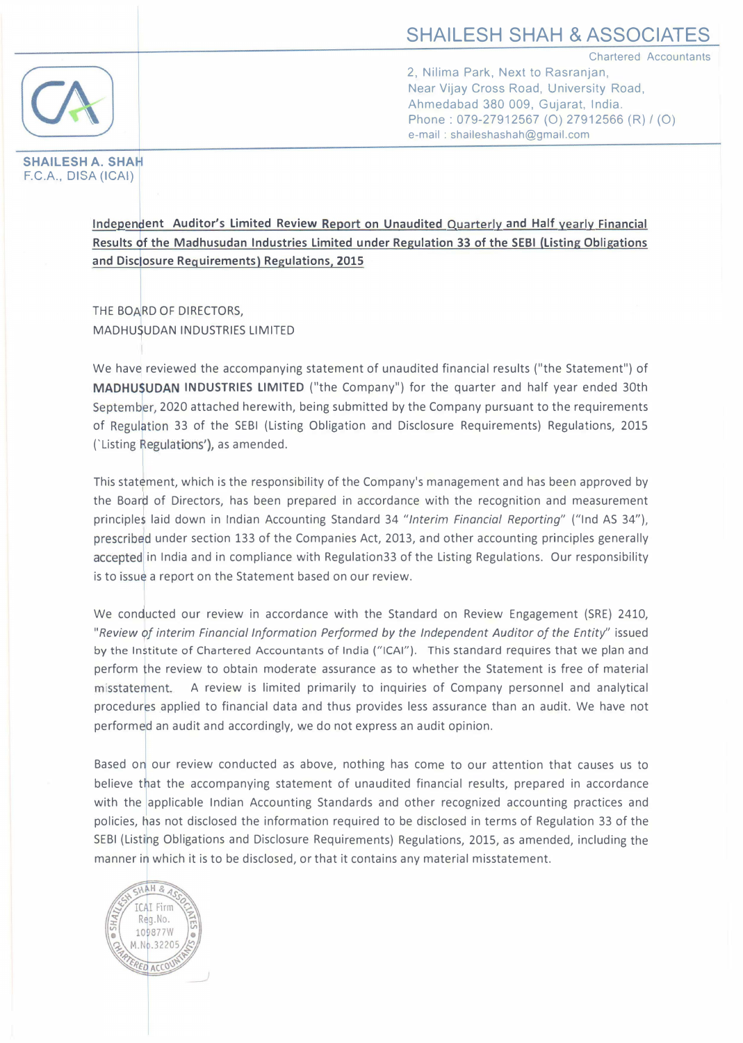SHAILESH SHAH & ASSOCIATES

Chartered Accountants

2, Nilima Park, Next to Rasranjan,
Near Vijay Cross Road, University Road,
Ahmedabad 380 009, Gujarat, India.
Phone : 079-27912567 (O) 27912566 (R) / (O)
e-mail : shaileshashah@gmail.com

**SHAILESH A. SHAH**
F.C.A., DISA (ICAI)

**Independent Auditor's Limited Review Report on Unaudited Quarterly and Half yearly Financial Results of the Madhusudan Industries Limited under Regulation 33 of the SEBI (Listing Obligations and Disclosure Requirements) Regulations, 2015**

THE BOARD OF DIRECTORS,
MADHUSUDAN INDUSTRIES LIMITED

We have reviewed the accompanying statement of unaudited financial results ("the Statement") of **MADHUSUDAN INDUSTRIES LIMITED** ("the Company") for the quarter and half year ended 30th September, 2020 attached herewith, being submitted by the Company pursuant to the requirements of Regulation 33 of the SEBI (Listing Obligation and Disclosure Requirements) Regulations, 2015 ('Listing Regulations'), as amended.

This statement, which is the responsibility of the Company's management and has been approved by the Board of Directors, has been prepared in accordance with the recognition and measurement principles laid down in Indian Accounting Standard 34 "*Interim Financial Reporting*" ("Ind AS 34"), prescribed under section 133 of the Companies Act, 2013, and other accounting principles generally accepted in India and in compliance with Regulation33 of the Listing Regulations. Our responsibility is to issue a report on the Statement based on our review.

We conducted our review in accordance with the Standard on Review Engagement (SRE) 2410, "*Review of interim Financial Information Performed by the Independent Auditor of the Entity*" issued by the Institute of Chartered Accountants of India ("ICAI"). This standard requires that we plan and perform the review to obtain moderate assurance as to whether the Statement is free of material misstatement. A review is limited primarily to inquiries of Company personnel and analytical procedures applied to financial data and thus provides less assurance than an audit. We have not performed an audit and accordingly, we do not express an audit opinion.

Based on our review conducted as above, nothing has come to our attention that causes us to believe that the accompanying statement of unaudited financial results, prepared in accordance with the applicable Indian Accounting Standards and other recognized accounting practices and policies, has not disclosed the information required to be disclosed in terms of Regulation 33 of the SEBI (Listing Obligations and Disclosure Requirements) Regulations, 2015, as amended, including the manner in which it is to be disclosed, or that it contains any material misstatement.

SHAILESH SHAH & ASSOCIATES CHARTERED ACCOUNTANTS
ICAI Firm Reg.No. 109877W
M.No.32205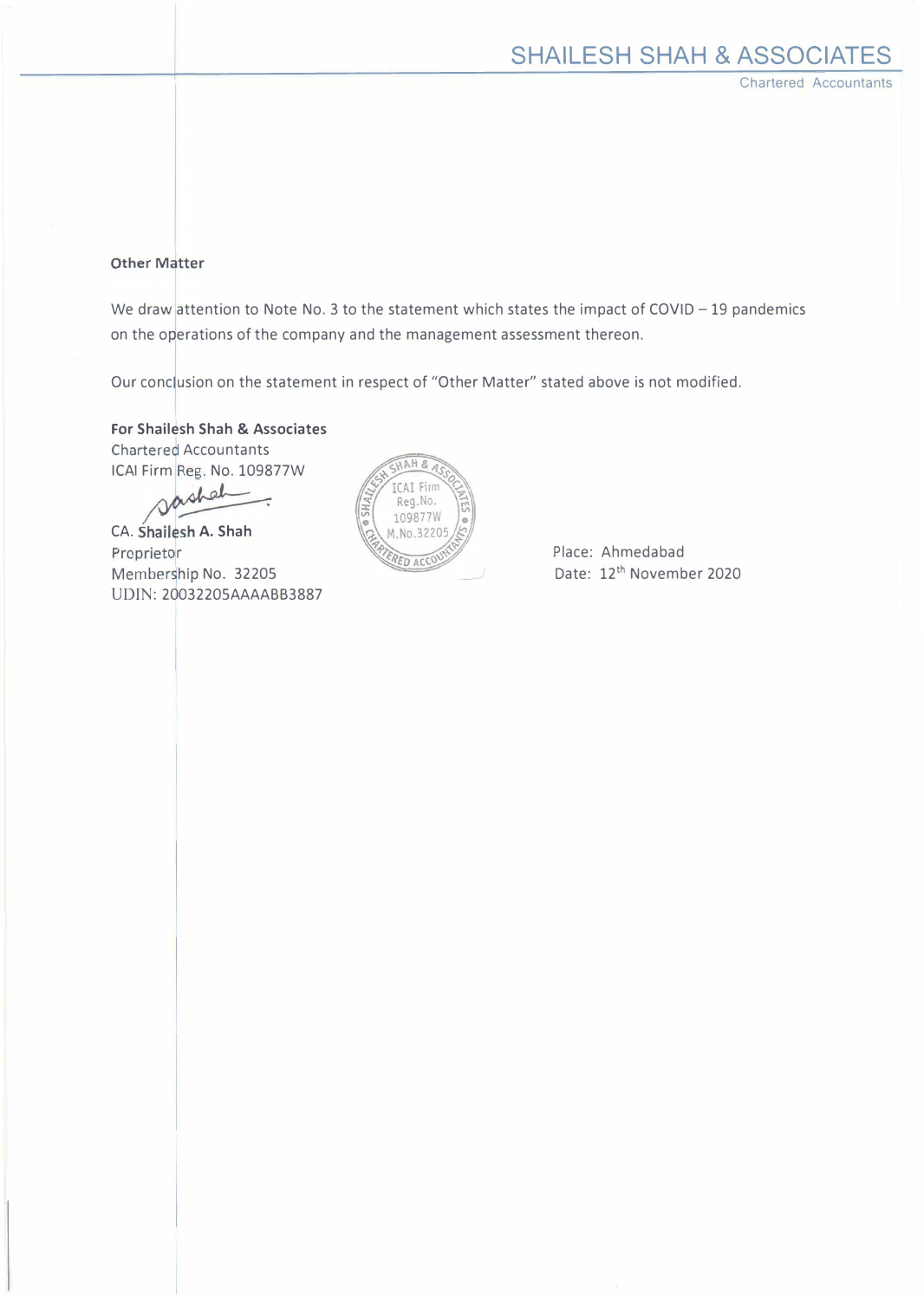### Other Matter

We draw attention to Note No. 3 to the statement which states the impact of COVID – 19 pandemics on the operations of the company and the management assessment thereon.

Our conclusion on the statement in respect of "Other Matter" stated above is not modified.

**For Shailesh Shah & Associates**
Chartered Accountants
ICAI Firm Reg. No. 109877W

**CA. Shailesh A. Shah**
Proprietor
Membership No. 32205
UDIN: 20032205AAAABB3887

Place: Ahmedabad
Date: 12th November 2020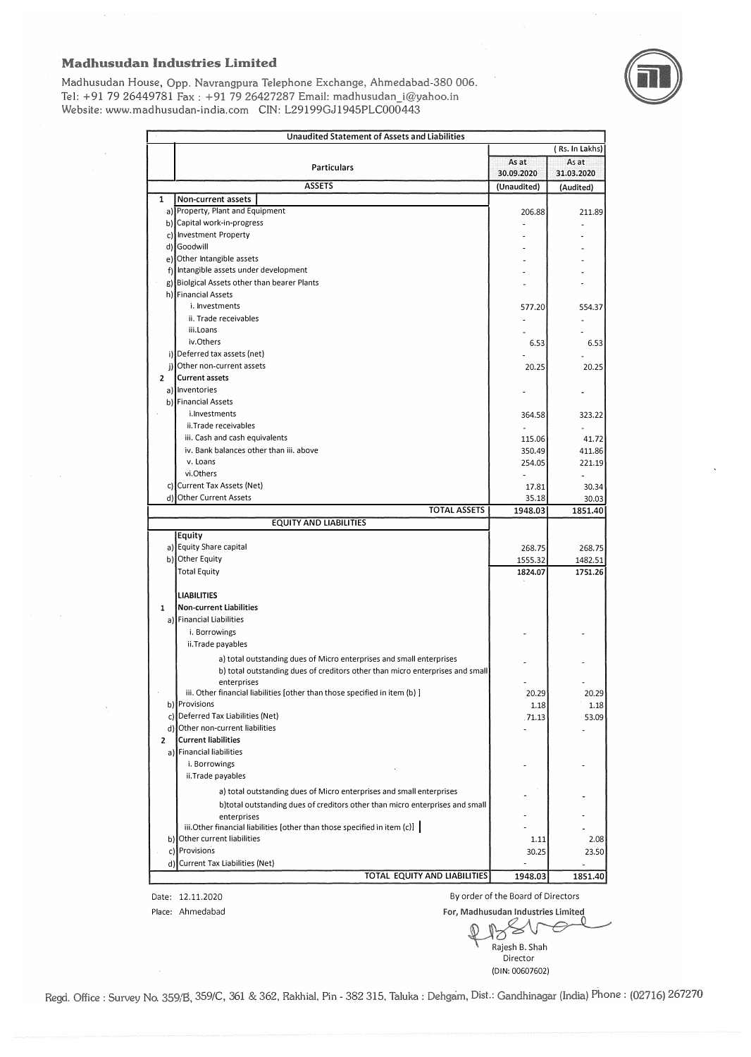# Madhusudan Industries Limited

Madhusudan House, Opp. Navrangpura Telephone Exchange, Ahmedabad-380 006.
Tel: +91 79 26449781 Fax : +91 79 26427287 Email: madhusudan_i@yahoo.in
Website: www.madhusudan-india.com CIN: L29199GJ1945PLC000443

**Unaudited Statement of Assets and Liabilities**

(Rs. In Lakhs)

| | Particulars | As at 30.09.2020 | As at 31.03.2020 |
|---|---|---|---|
| | **ASSETS** | (Unaudited) | (Audited) |
| 1 | **Non-current assets** | | |
| a) | Property, Plant and Equipment | 206.88 | 211.89 |
| b) | Capital work-in-progress | - | - |
| c) | Investment Property | - | - |
| d) | Goodwill | - | - |
| e) | Other Intangible assets | - | - |
| f) | Intangible assets under development | - | - |
| g) | Biolgical Assets other than bearer Plants | - | - |
| h) | Financial Assets | | |
| | i. Investments | 577.20 | 554.37 |
| | ii. Trade receivables | - | - |
| | iii.Loans | - | - |
| | iv.Others | 6.53 | 6.53 |
| i) | Deferred tax assets (net) | - | - |
| j) | Other non-current assets | 20.25 | 20.25 |
| 2 | **Current assets** | | |
| a) | Inventories | - | - |
| b) | Financial Assets | | |
| | i.Investments | 364.58 | 323.22 |
| | ii.Trade receivables | - | - |
| | iii. Cash and cash equivalents | 115.06 | 41.72 |
| | iv. Bank balances other than iii. above | 350.49 | 411.86 |
| | v. Loans | 254.05 | 221.19 |
| | vi.Others | - | - |
| c) | Current Tax Assets (Net) | 17.81 | 30.34 |
| d) | Other Current Assets | 35.18 | 30.03 |
| | **TOTAL ASSETS** | **1948.03** | **1851.40** |
| | **EQUITY AND LIABILITIES** | | |
| | **Equity** | | |
| a) | Equity Share capital | 268.75 | 268.75 |
| b) | Other Equity | 1555.32 | 1482.51 |
| | Total Equity | **1824.07** | **1751.26** |
| | **LIABILITIES** | | |
| 1 | **Non-current Liabilities** | | |
| a) | Financial Liabilities | | |
| | i. Borrowings | - | - |
| | ii.Trade payables | | |
| | a) total outstanding dues of Micro enterprises and small enterprises | - | - |
| | b) total outstanding dues of creditors other than micro enterprises and small enterprises | - | - |
| | iii. Other financial liabilities [other than those specified in item (b) ] | 20.29 | 20.29 |
| b) | Provisions | 1.18 | 1.18 |
| c) | Deferred Tax Liabilities (Net) | 71.13 | 53.09 |
| d) | Other non-current liabilities | - | - |
| 2 | **Current liabilities** | | |
| a) | Financial liabilities | | |
| | i. Borrowings | - | - |
| | ii.Trade payables | | |
| | a) total outstanding dues of Micro enterprises and small enterprises | - | - |
| | b)total outstanding dues of creditors other than micro enterprises and small enterprises | - | - |
| | iii.Other financial liabilities [other than those specified in item (c)] | - | - |
| b) | Other current liabilities | 1.11 | 2.08 |
| c) | Provisions | 30.25 | 23.50 |
| d) | Current Tax Liabilities (Net) | - | - |
| | **TOTAL EQUITY AND LIABILITIES** | **1948.03** | **1851.40** |

Date: 12.11.2020
Place: Ahmedabad

By order of the Board of Directors
**For, Madhusudan Industries Limited**

Rajesh B. Shah
Director
(DIN: 00607602)

Regd. Office : Survey No. 359/B, 359/C, 361 & 362, Rakhial, Pin - 382 315, Taluka : Dehgam, Dist.: Gandhinagar (India) Phone : (02716) 267270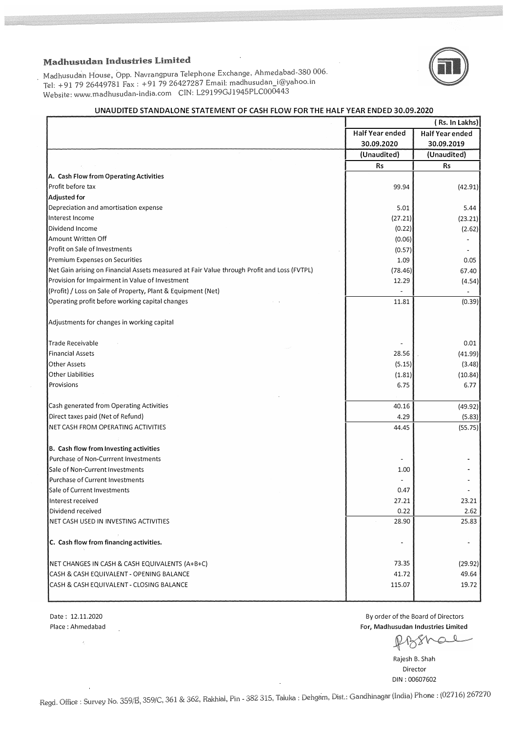## Madhusudan Industries Limited

Madhusudan House, Opp. Navrangpura Telephone Exchange, Ahmedabad-380 006.
Tel: +91 79 26449781 Fax : +91 79 26427287 Email: madhusudan_i@yahoo.in
Website: www.madhusudan-india.com CIN: L29199GJ1945PLC000443

### UNAUDITED STANDALONE STATEMENT OF CASH FLOW FOR THE HALF YEAR ENDED 30.09.2020

| | | ( Rs. In Lakhs) |
|---|---|---|
| | Half Year ended 30.09.2020 | Half Year ended 30.09.2019 |
| | (Unaudited) | (Unaudited) |
| | Rs | Rs |
| **A. Cash Flow from Operating Activities** | | |
| Profit before tax | 99.94 | (42.91) |
| **Adjusted for** | | |
| Depreciation and amortisation expense | 5.01 | 5.44 |
| Interest Income | (27.21) | (23.21) |
| Dividend Income | (0.22) | (2.62) |
| Amount Written Off | (0.06) | - |
| Profit on Sale of Investments | (0.57) | - |
| Premium Expenses on Securities | 1.09 | 0.05 |
| Net Gain arising on Financial Assets measured at Fair Value through Profit and Loss (FVTPL) | (78.46) | 67.40 |
| Provision for Impairment in Value of Investment | 12.29 | (4.54) |
| (Profit) / Loss on Sale of Property, Plant & Equipment (Net) | - | - |
| Operating profit before working capital changes | 11.81 | (0.39) |
| Adjustments for changes in working capital | | |
| Trade Receivable | - | 0.01 |
| Financial Assets | 28.56 | (41.99) |
| Other Assets | (5.15) | (3.48) |
| Other Liabilities | (1.81) | (10.84) |
| Provisions | 6.75 | 6.77 |
| Cash generated from Operating Activities | 40.16 | (49.92) |
| Direct taxes paid (Net of Refund) | 4.29 | (5.83) |
| NET CASH FROM OPERATING ACTIVITIES | 44.45 | (55.75) |
| **B. Cash flow from Investing activities** | | |
| Purchase of Non-Currrent Investments | - | - |
| Sale of Non-Current Investments | 1.00 | - |
| Purchase of Current Investments | - | - |
| Sale of Current Investments | 0.47 | - |
| Interest received | 27.21 | 23.21 |
| Dividend received | 0.22 | 2.62 |
| NET CASH USED IN INVESTING ACTIVITIES | 28.90 | 25.83 |
| **C. Cash flow from financing activities.** | - | - |
| NET CHANGES IN CASH & CASH EQUIVALENTS (A+B+C) | 73.35 | (29.92) |
| CASH & CASH EQUIVALENT - OPENING BALANCE | 41.72 | 49.64 |
| CASH & CASH EQUIVALENT - CLOSING BALANCE | 115.07 | 19.72 |

Date : 12.11.2020
Place : Ahmedabad

By order of the Board of Directors
**For, Madhusudan Industries Limited**

Rajesh B. Shah
Director
DIN : 00607602

Regd. Office : Survey No. 359/B, 359/C, 361 & 362, Rakhial, Pin - 382 315, Taluka : Dehgam, Dist.: Gandhinagar (India) Phone : (02716) 267270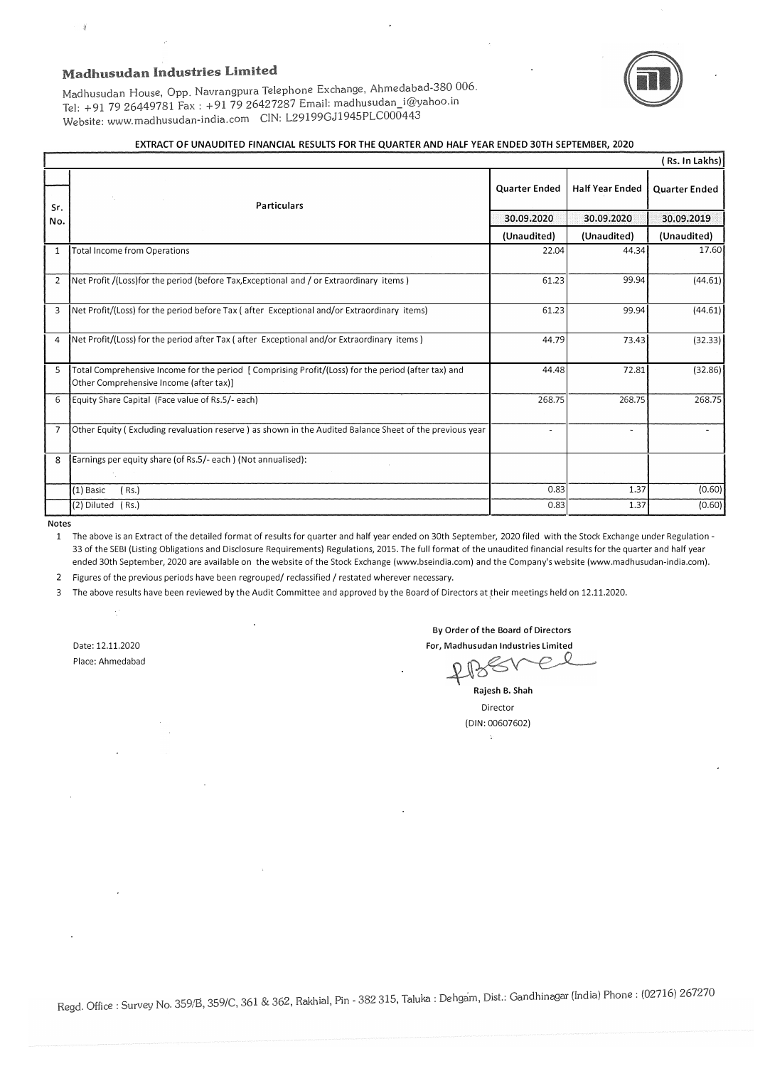## Madhusudan Industries Limited

Madhusudan House, Opp. Navrangpura Telephone Exchange, Ahmedabad-380 006.
Tel: +91 79 26449781 Fax : +91 79 26427287 Email: madhusudan_i@yahoo.in
Website: www.madhusudan-india.com CIN: L29199GJ1945PLC000443

**EXTRACT OF UNAUDITED FINANCIAL RESULTS FOR THE QUARTER AND HALF YEAR ENDED 30TH SEPTEMBER, 2020**

( Rs. In Lakhs)

| Sr. No. | Particulars | Quarter Ended | Half Year Ended | Quarter Ended |
|---|---|---|---|---|
| | | 30.09.2020 | 30.09.2020 | 30.09.2019 |
| | | (Unaudited) | (Unaudited) | (Unaudited) |
| 1 | Total Income from Operations | 22.04 | 44.34 | 17.60 |
| 2 | Net Profit /(Loss)for the period (before Tax,Exceptional and / or Extraordinary items ) | 61.23 | 99.94 | (44.61) |
| 3 | Net Profit/(Loss) for the period before Tax ( after Exceptional and/or Extraordinary items) | 61.23 | 99.94 | (44.61) |
| 4 | Net Profit/(Loss) for the period after Tax ( after Exceptional and/or Extraordinary items ) | 44.79 | 73.43 | (32.33) |
| 5 | Total Comprehensive Income for the period [ Comprising Profit/(Loss) for the period (after tax) and Other Comprehensive Income (after tax)] | 44.48 | 72.81 | (32.86) |
| 6 | Equity Share Capital (Face value of Rs.5/- each) | 268.75 | 268.75 | 268.75 |
| 7 | Other Equity ( Excluding revaluation reserve ) as shown in the Audited Balance Sheet of the previous year | - | - | - |
| 8 | Earnings per equity share (of Rs.5/- each ) (Not annualised): | | | |
| | (1) Basic ( Rs.) | 0.83 | 1.37 | (0.60) |
| | (2) Diluted ( Rs.) | 0.83 | 1.37 | (0.60) |

**Notes**

1. The above is an Extract of the detailed format of results for quarter and half year ended on 30th September, 2020 filed with the Stock Exchange under Regulation - 33 of the SEBI (Listing Obligations and Disclosure Requirements) Regulations, 2015. The full format of the unaudited financial results for the quarter and half year ended 30th September, 2020 are available on the website of the Stock Exchange (www.bseindia.com) and the Company's website (www.madhusudan-india.com).
2. Figures of the previous periods have been regrouped/ reclassified / restated wherever necessary.
3. The above results have been reviewed by the Audit Committee and approved by the Board of Directors at their meetings held on 12.11.2020.

Date: 12.11.2020
Place: Ahmedabad

**By Order of the Board of Directors**
**For, Madhusudan Industries Limited**

**Rajesh B. Shah**
Director
(DIN: 00607602)

Regd. Office : Survey No. 359/B, 359/C, 361 & 362, Rakhial, Pin - 382 315, Taluka : Dehgam, Dist.: Gandhinagar (India) Phone : (02716) 267270